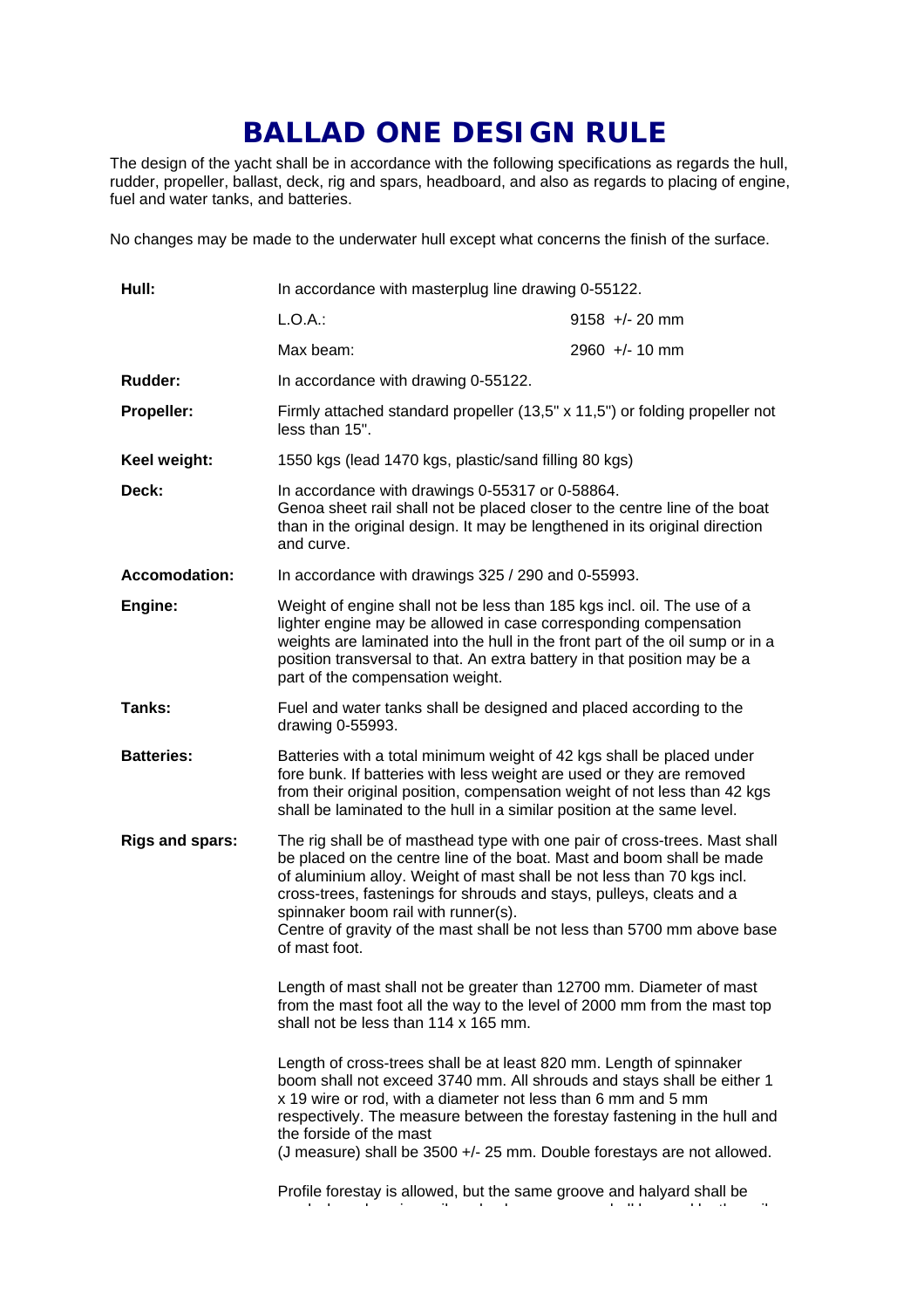# BALLAD ONE DESIGN RULE

The design of the yacht shall be in accordance with the following specifications as regards the hull, rudder, propeller, ballast, deck, rig and spars, headboard, and also as regards to placing of engine, fuel and water tanks, and batteries.

No changes may be made to the underwater hull except what concerns the finish of the surface.

| | | |
|---|---|---|
| **Hull:** | In accordance with masterplug line drawing 0-55122. | |
| | L.O.A.: | 9158 +/- 20 mm |
| | Max beam: | 2960 +/- 10 mm |
| **Rudder:** | In accordance with drawing 0-55122. | |
| **Propeller:** | Firmly attached standard propeller (13,5" x 11,5") or folding propeller not less than 15". | |
| **Keel weight:** | 1550 kgs (lead 1470 kgs, plastic/sand filling 80 kgs) | |
| **Deck:** | In accordance with drawings 0-55317 or 0-58864. Genoa sheet rail shall not be placed closer to the centre line of the boat than in the original design. It may be lengthened in its original direction and curve. | |
| **Accomodation:** | In accordance with drawings 325 / 290 and 0-55993. | |
| **Engine:** | Weight of engine shall not be less than 185 kgs incl. oil. The use of a lighter engine may be allowed in case corresponding compensation weights are laminated into the hull in the front part of the oil sump or in a position transversal to that. An extra battery in that position may be a part of the compensation weight. | |
| **Tanks:** | Fuel and water tanks shall be designed and placed according to the drawing 0-55993. | |
| **Batteries:** | Batteries with a total minimum weight of 42 kgs shall be placed under fore bunk. If batteries with less weight are used or they are removed from their original position, compensation weight of not less than 42 kgs shall be laminated to the hull in a similar position at the same level. | |
| **Rigs and spars:** | The rig shall be of masthead type with one pair of cross-trees. Mast shall be placed on the centre line of the boat. Mast and boom shall be made of aluminium alloy. Weight of mast shall be not less than 70 kgs incl. cross-trees, fastenings for shrouds and stays, pulleys, cleats and a spinnaker boom rail with runner(s). Centre of gravity of the mast shall be not less than 5700 mm above base of mast foot. | |

Length of mast shall not be greater than 12700 mm. Diameter of mast from the mast foot all the way to the level of 2000 mm from the mast top shall not be less than 114 x 165 mm.

Length of cross-trees shall be at least 820 mm. Length of spinnaker boom shall not exceed 3740 mm. All shrouds and stays shall be either 1 x 19 wire or rod, with a diameter not less than 6 mm and 5 mm respectively. The measure between the forestay fastening in the hull and the forside of the mast (J measure) shall be 3500 +/- 25 mm. Double forestays are not allowed.

Profile forestay is allowed, but the same groove and halyard shall be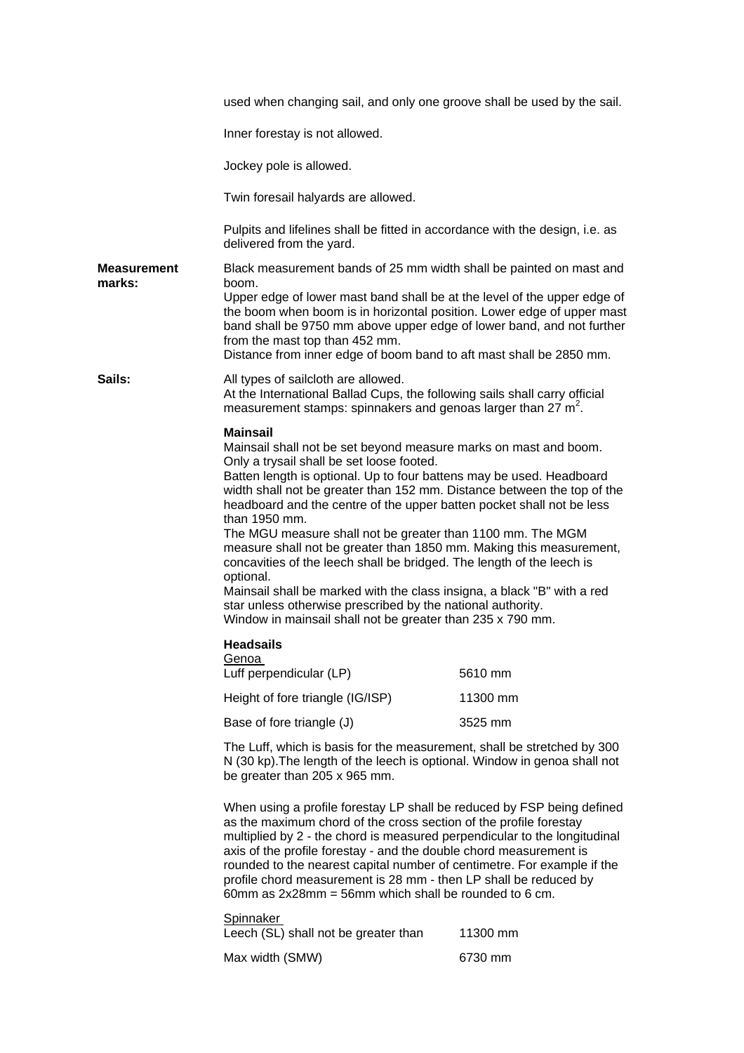used when changing sail, and only one groove shall be used by the sail.

Inner forestay is not allowed.

Jockey pole is allowed.

Twin foresail halyards are allowed.

Pulpits and lifelines shall be fitted in accordance with the design, i.e. as delivered from the yard.

**Measurement marks:**

Black measurement bands of 25 mm width shall be painted on mast and boom.
Upper edge of lower mast band shall be at the level of the upper edge of the boom when boom is in horizontal position. Lower edge of upper mast band shall be 9750 mm above upper edge of lower band, and not further from the mast top than 452 mm.
Distance from inner edge of boom band to aft mast shall be 2850 mm.

**Sails:**

All types of sailcloth are allowed.
At the International Ballad Cups, the following sails shall carry official measurement stamps: spinnakers and genoas larger than 27 $m^2$.

**Mainsail**
Mainsail shall not be set beyond measure marks on mast and boom.
Only a trysail shall be set loose footed.
Batten length is optional. Up to four battens may be used. Headboard width shall not be greater than 152 mm. Distance between the top of the headboard and the centre of the upper batten pocket shall not be less than 1950 mm.
The MGU measure shall not be greater than 1100 mm. The MGM measure shall not be greater than 1850 mm. Making this measurement, concavities of the leech shall be bridged. The length of the leech is optional.
Mainsail shall be marked with the class insigna, a black "B" with a red star unless otherwise prescribed by the national authority.
Window in mainsail shall not be greater than 235 x 790 mm.

**Headsails**
Genoa

| | |
|---|---|
| Luff perpendicular (LP) | 5610 mm |
| Height of fore triangle (IG/ISP) | 11300 mm |
| Base of fore triangle (J) | 3525 mm |

The Luff, which is basis for the measurement, shall be stretched by 300 N (30 kp).The length of the leech is optional. Window in genoa shall not be greater than 205 x 965 mm.

When using a profile forestay LP shall be reduced by FSP being defined as the maximum chord of the cross section of the profile forestay multiplied by 2 - the chord is measured perpendicular to the longitudinal axis of the profile forestay - and the double chord measurement is rounded to the nearest capital number of centimetre. For example if the profile chord measurement is 28 mm - then LP shall be reduced by 60mm as 2x28mm = 56mm which shall be rounded to 6 cm.

Spinnaker

| | |
|---|---|
| Leech (SL) shall not be greater than | 11300 mm |
| Max width (SMW) | 6730 mm |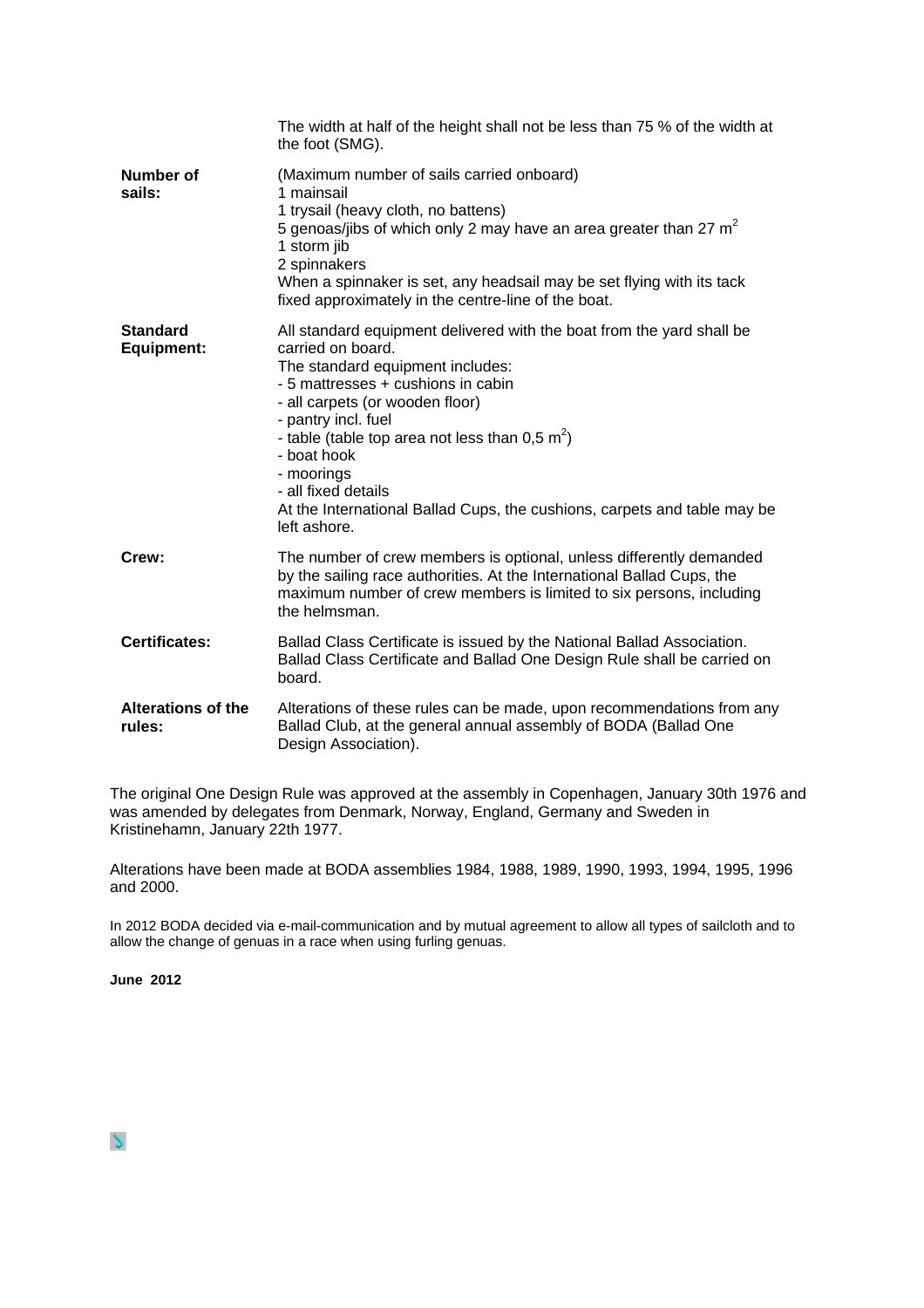| | |
|---|---|
| | The width at half of the height shall not be less than 75 % of the width at the foot (SMG). |
| **Number of sails:** | (Maximum number of sails carried onboard)<br>1 mainsail<br>1 trysail (heavy cloth, no battens)<br>5 genoas/jibs of which only 2 may have an area greater than 27 $m^2$<br>1 storm jib<br>2 spinnakers<br>When a spinnaker is set, any headsail may be set flying with its tack fixed approximately in the centre-line of the boat. |
| **Standard Equipment:** | All standard equipment delivered with the boat from the yard shall be carried on board.<br>The standard equipment includes:<br>- 5 mattresses + cushions in cabin<br>- all carpets (or wooden floor)<br>- pantry incl. fuel<br>- table (table top area not less than 0,5 $m^2$)<br>- boat hook<br>- moorings<br>- all fixed details<br>At the International Ballad Cups, the cushions, carpets and table may be left ashore. |
| **Crew:** | The number of crew members is optional, unless differently demanded by the sailing race authorities. At the International Ballad Cups, the maximum number of crew members is limited to six persons, including the helmsman. |
| **Certificates:** | Ballad Class Certificate is issued by the National Ballad Association. Ballad Class Certificate and Ballad One Design Rule shall be carried on board. |
| **Alterations of the rules:** | Alterations of these rules can be made, upon recommendations from any Ballad Club, at the general annual assembly of BODA (Ballad One Design Association). |

The original One Design Rule was approved at the assembly in Copenhagen, January 30th 1976 and was amended by delegates from Denmark, Norway, England, Germany and Sweden in Kristinehamn, January 22th 1977.

Alterations have been made at BODA assemblies 1984, 1988, 1989, 1990, 1993, 1994, 1995, 1996 and 2000.

In 2012 BODA decided via e-mail-communication and by mutual agreement to allow all types of sailcloth and to allow the change of genuas in a race when using furling genuas.

**June 2012**